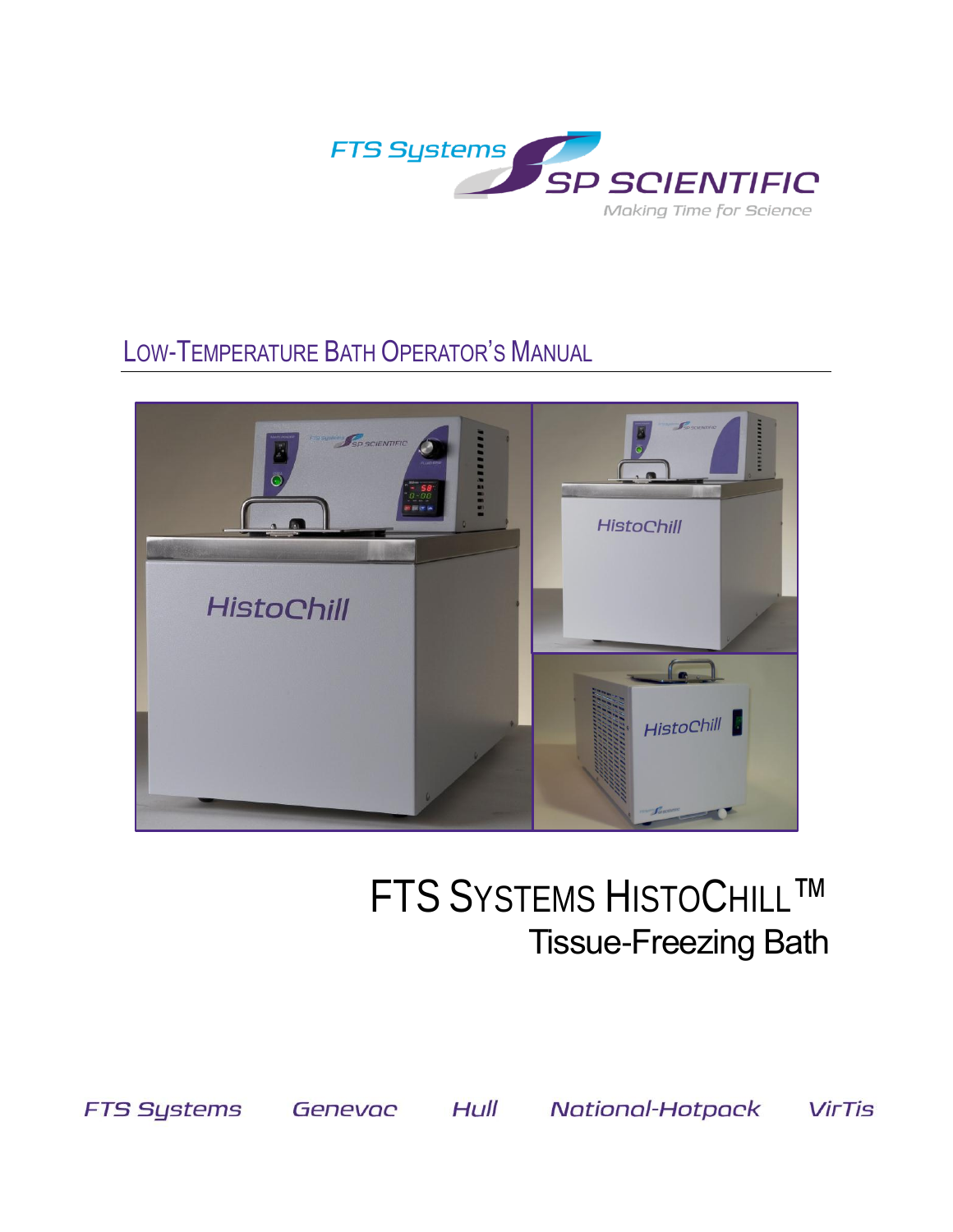FTS Systems SP SCIENTIFIC

Making Time for Science

# LOW-TEMPERATURE BATH OPERATOR'S MANUAL

# FTS SYSTEMS HISTOCHILL™

## Tissue-Freezing Bath

FTS Systems Genevac Hull National-Hotpack VirTis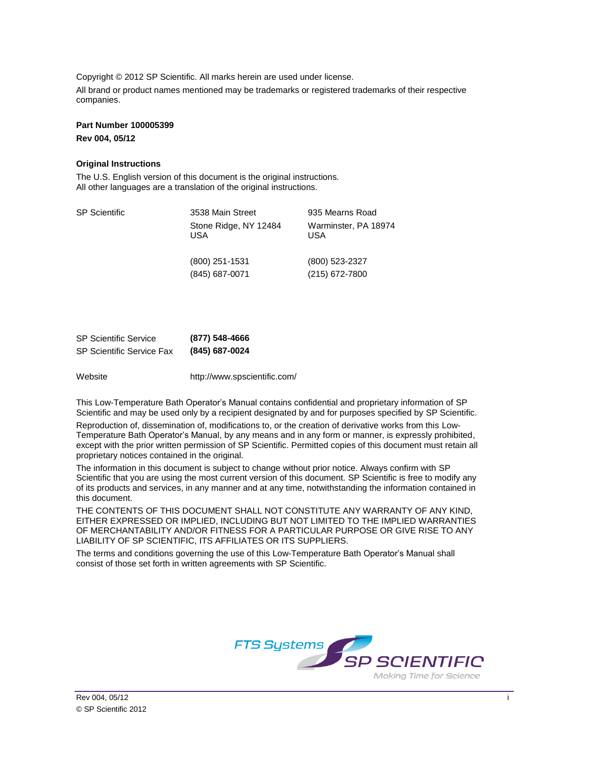Copyright © 2012 SP Scientific. All marks herein are used under license.

All brand or product names mentioned may be trademarks or registered trademarks of their respective companies.

**Part Number 100005399**

**Rev 004, 05/12**

**Original Instructions**

The U.S. English version of this document is the original instructions.
All other languages are a translation of the original instructions.

| SP Scientific | 3538 Main Street | 935 Mearns Road |
|---|---|---|
| | Stone Ridge, NY 12484 USA | Warminster, PA 18974 USA |
| | (800) 251-1531 | (800) 523-2327 |
| | (845) 687-0071 | (215) 672-7800 |

| SP Scientific Service | **(877) 548-4666** |
|---|---|
| SP Scientific Service Fax | **(845) 687-0024** |
| Website | http://www.spscientific.com/ |

This Low-Temperature Bath Operator's Manual contains confidential and proprietary information of SP Scientific and may be used only by a recipient designated by and for purposes specified by SP Scientific.

Reproduction of, dissemination of, modifications to, or the creation of derivative works from this Low-Temperature Bath Operator's Manual, by any means and in any form or manner, is expressly prohibited, except with the prior written permission of SP Scientific. Permitted copies of this document must retain all proprietary notices contained in the original.

The information in this document is subject to change without prior notice. Always confirm with SP Scientific that you are using the most current version of this document. SP Scientific is free to modify any of its products and services, in any manner and at any time, notwithstanding the information contained in this document.

THE CONTENTS OF THIS DOCUMENT SHALL NOT CONSTITUTE ANY WARRANTY OF ANY KIND, EITHER EXPRESSED OR IMPLIED, INCLUDING BUT NOT LIMITED TO THE IMPLIED WARRANTIES OF MERCHANTABILITY AND/OR FITNESS FOR A PARTICULAR PURPOSE OR GIVE RISE TO ANY LIABILITY OF SP SCIENTIFIC, ITS AFFILIATES OR ITS SUPPLIERS.

The terms and conditions governing the use of this Low-Temperature Bath Operator's Manual shall consist of those set forth in written agreements with SP Scientific.

FTS Systems SP SCIENTIFIC Making Time for Science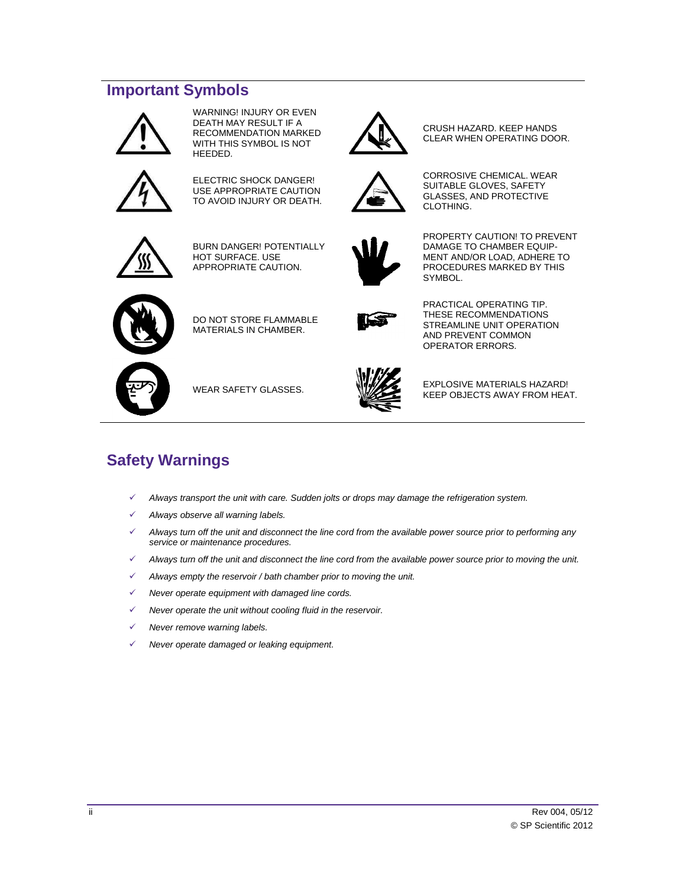## Important Symbols

| Symbol | Description | Symbol | Description |
|---|---|---|---|
| | WARNING! INJURY OR EVEN DEATH MAY RESULT IF A RECOMMENDATION MARKED WITH THIS SYMBOL IS NOT HEEDED. | | CRUSH HAZARD. KEEP HANDS CLEAR WHEN OPERATING DOOR. |
| | ELECTRIC SHOCK DANGER! USE APPROPRIATE CAUTION TO AVOID INJURY OR DEATH. | | CORROSIVE CHEMICAL. WEAR SUITABLE GLOVES, SAFETY GLASSES, AND PROTECTIVE CLOTHING. |
| | BURN DANGER! POTENTIALLY HOT SURFACE. USE APPROPRIATE CAUTION. | | PROPERTY CAUTION! TO PREVENT DAMAGE TO CHAMBER EQUIP-MENT AND/OR LOAD, ADHERE TO PROCEDURES MARKED BY THIS SYMBOL. |
| | DO NOT STORE FLAMMABLE MATERIALS IN CHAMBER. | | PRACTICAL OPERATING TIP. THESE RECOMMENDATIONS STREAMLINE UNIT OPERATION AND PREVENT COMMON OPERATOR ERRORS. |
| | WEAR SAFETY GLASSES. | | EXPLOSIVE MATERIALS HAZARD! KEEP OBJECTS AWAY FROM HEAT. |

## Safety Warnings

- ✓ *Always transport the unit with care. Sudden jolts or drops may damage the refrigeration system.*
- ✓ *Always observe all warning labels.*
- ✓ *Always turn off the unit and disconnect the line cord from the available power source prior to performing any service or maintenance procedures.*
- ✓ *Always turn off the unit and disconnect the line cord from the available power source prior to moving the unit.*
- ✓ *Always empty the reservoir / bath chamber prior to moving the unit.*
- ✓ *Never operate equipment with damaged line cords.*
- ✓ *Never operate the unit without cooling fluid in the reservoir.*
- ✓ *Never remove warning labels.*
- ✓ *Never operate damaged or leaking equipment.*

Rev 004, 05/12
© SP Scientific 2012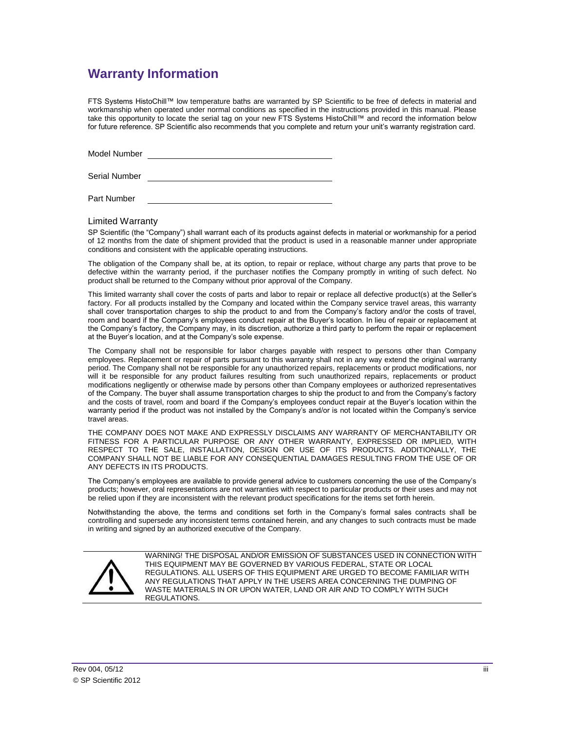# Warranty Information

FTS Systems HistoChill™ low temperature baths are warranted by SP Scientific to be free of defects in material and workmanship when operated under normal conditions as specified in the instructions provided in this manual. Please take this opportunity to locate the serial tag on your new FTS Systems HistoChill™ and record the information below for future reference. SP Scientific also recommends that you complete and return your unit's warranty registration card.

Model Number \_\_\_\_\_\_\_\_\_\_\_\_\_\_\_\_\_\_\_\_\_\_\_\_\_\_\_\_\_\_\_\_

Serial Number \_\_\_\_\_\_\_\_\_\_\_\_\_\_\_\_\_\_\_\_\_\_\_\_\_\_\_\_\_\_\_\_

Part Number \_\_\_\_\_\_\_\_\_\_\_\_\_\_\_\_\_\_\_\_\_\_\_\_\_\_\_\_\_\_\_\_

## Limited Warranty

SP Scientific (the "Company") shall warrant each of its products against defects in material or workmanship for a period of 12 months from the date of shipment provided that the product is used in a reasonable manner under appropriate conditions and consistent with the applicable operating instructions.

The obligation of the Company shall be, at its option, to repair or replace, without charge any parts that prove to be defective within the warranty period, if the purchaser notifies the Company promptly in writing of such defect. No product shall be returned to the Company without prior approval of the Company.

This limited warranty shall cover the costs of parts and labor to repair or replace all defective product(s) at the Seller's factory. For all products installed by the Company and located within the Company service travel areas, this warranty shall cover transportation charges to ship the product to and from the Company's factory and/or the costs of travel, room and board if the Company's employees conduct repair at the Buyer's location. In lieu of repair or replacement at the Company's factory, the Company may, in its discretion, authorize a third party to perform the repair or replacement at the Buyer's location, and at the Company's sole expense.

The Company shall not be responsible for labor charges payable with respect to persons other than Company employees. Replacement or repair of parts pursuant to this warranty shall not in any way extend the original warranty period. The Company shall not be responsible for any unauthorized repairs, replacements or product modifications, nor will it be responsible for any product failures resulting from such unauthorized repairs, replacements or product modifications negligently or otherwise made by persons other than Company employees or authorized representatives of the Company. The buyer shall assume transportation charges to ship the product to and from the Company's factory and the costs of travel, room and board if the Company's employees conduct repair at the Buyer's location within the warranty period if the product was not installed by the Company's and/or is not located within the Company's service travel areas.

THE COMPANY DOES NOT MAKE AND EXPRESSLY DISCLAIMS ANY WARRANTY OF MERCHANTABILITY OR FITNESS FOR A PARTICULAR PURPOSE OR ANY OTHER WARRANTY, EXPRESSED OR IMPLIED, WITH RESPECT TO THE SALE, INSTALLATION, DESIGN OR USE OF ITS PRODUCTS. ADDITIONALLY, THE COMPANY SHALL NOT BE LIABLE FOR ANY CONSEQUENTIAL DAMAGES RESULTING FROM THE USE OF OR ANY DEFECTS IN ITS PRODUCTS.

The Company's employees are available to provide general advice to customers concerning the use of the Company's products; however, oral representations are not warranties with respect to particular products or their uses and may not be relied upon if they are inconsistent with the relevant product specifications for the items set forth herein.

Notwithstanding the above, the terms and conditions set forth in the Company's formal sales contracts shall be controlling and supersede any inconsistent terms contained herein, and any changes to such contracts must be made in writing and signed by an authorized executive of the Company.

WARNING! THE DISPOSAL AND/OR EMISSION OF SUBSTANCES USED IN CONNECTION WITH THIS EQUIPMENT MAY BE GOVERNED BY VARIOUS FEDERAL, STATE OR LOCAL REGULATIONS. ALL USERS OF THIS EQUIPMENT ARE URGED TO BECOME FAMILIAR WITH ANY REGULATIONS THAT APPLY IN THE USERS AREA CONCERNING THE DUMPING OF WASTE MATERIALS IN OR UPON WATER, LAND OR AIR AND TO COMPLY WITH SUCH REGULATIONS.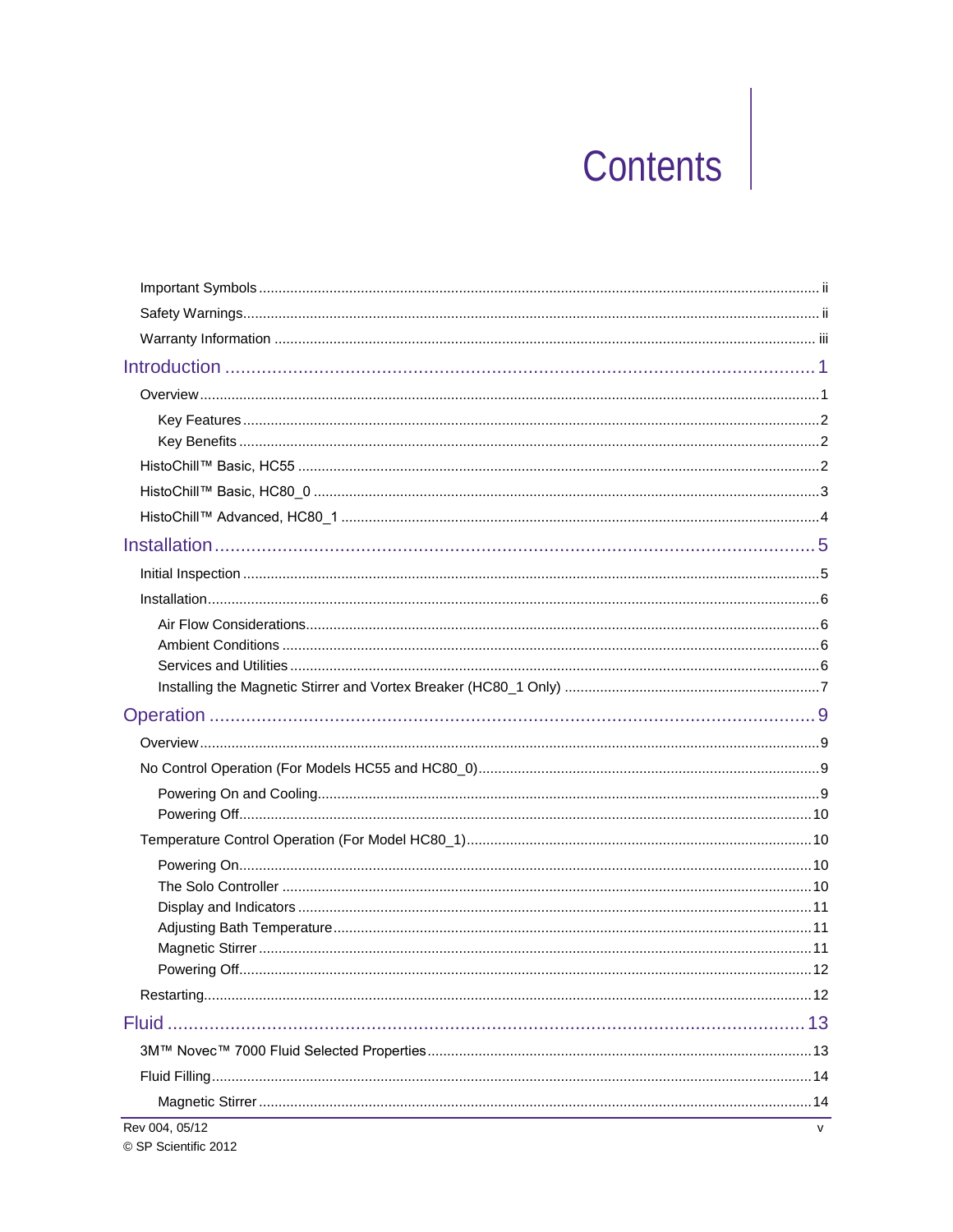# Contents

- Important Symbols ..... ii
- Safety Warnings ..... ii
- Warranty Information ..... iii

## Introduction ..... 1

- Overview ..... 1
  - Key Features ..... 2
  - Key Benefits ..... 2
- HistoChill™ Basic, HC55 ..... 2
- HistoChill™ Basic, HC80_0 ..... 3
- HistoChill™ Advanced, HC80_1 ..... 4

## Installation ..... 5

- Initial Inspection ..... 5
- Installation ..... 6
  - Air Flow Considerations ..... 6
  - Ambient Conditions ..... 6
  - Services and Utilities ..... 6
  - Installing the Magnetic Stirrer and Vortex Breaker (HC80_1 Only) ..... 7

## Operation ..... 9

- Overview ..... 9
- No Control Operation (For Models HC55 and HC80_0) ..... 9
  - Powering On and Cooling ..... 9
  - Powering Off ..... 10
- Temperature Control Operation (For Model HC80_1) ..... 10
  - Powering On ..... 10
  - The Solo Controller ..... 10
  - Display and Indicators ..... 11
  - Adjusting Bath Temperature ..... 11
  - Magnetic Stirrer ..... 11
  - Powering Off ..... 12
- Restarting ..... 12

## Fluid ..... 13

- 3M™ Novec™ 7000 Fluid Selected Properties ..... 13
- Fluid Filling ..... 14
  - Magnetic Stirrer ..... 14

Rev 004, 05/12
© SP Scientific 2012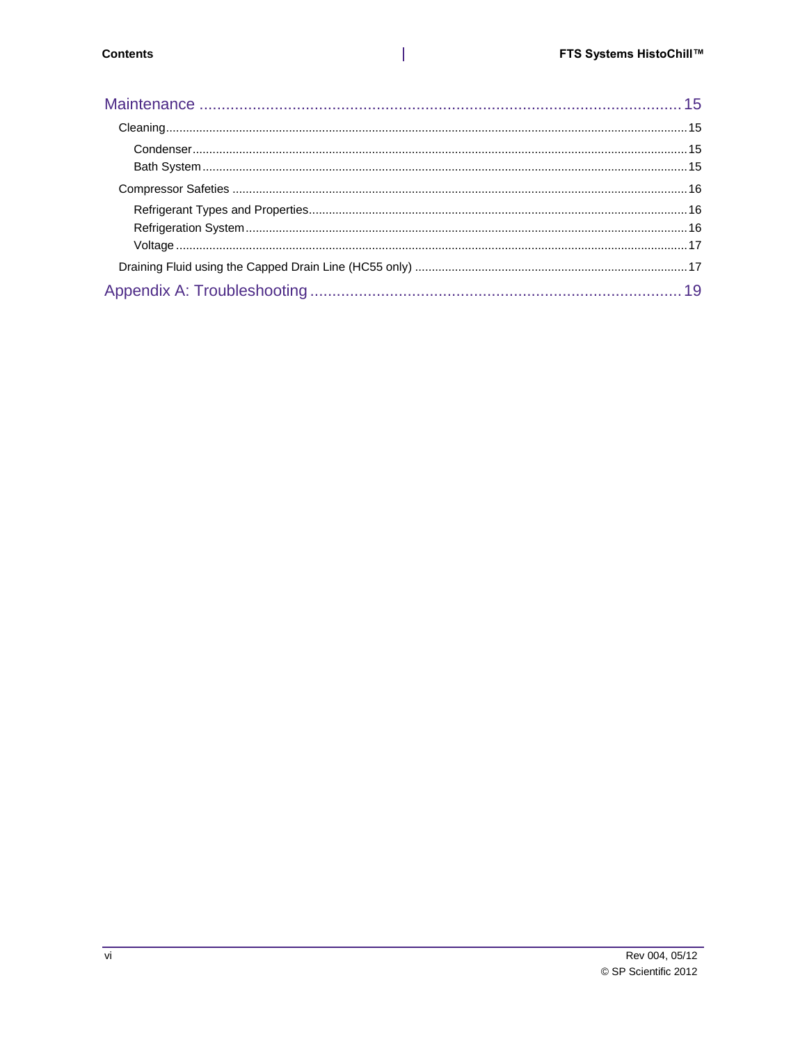Maintenance ............................................................................................. 15

- Cleaning ............................................................................................. 15
  - Condenser ............................................................................................. 15
  - Bath System ............................................................................................. 15
- Compressor Safeties ............................................................................................. 16
  - Refrigerant Types and Properties ............................................................................................. 16
  - Refrigeration System ............................................................................................. 16
  - Voltage ............................................................................................. 17
- Draining Fluid using the Capped Drain Line (HC55 only) ............................................................................................. 17

Appendix A: Troubleshooting ............................................................................................. 19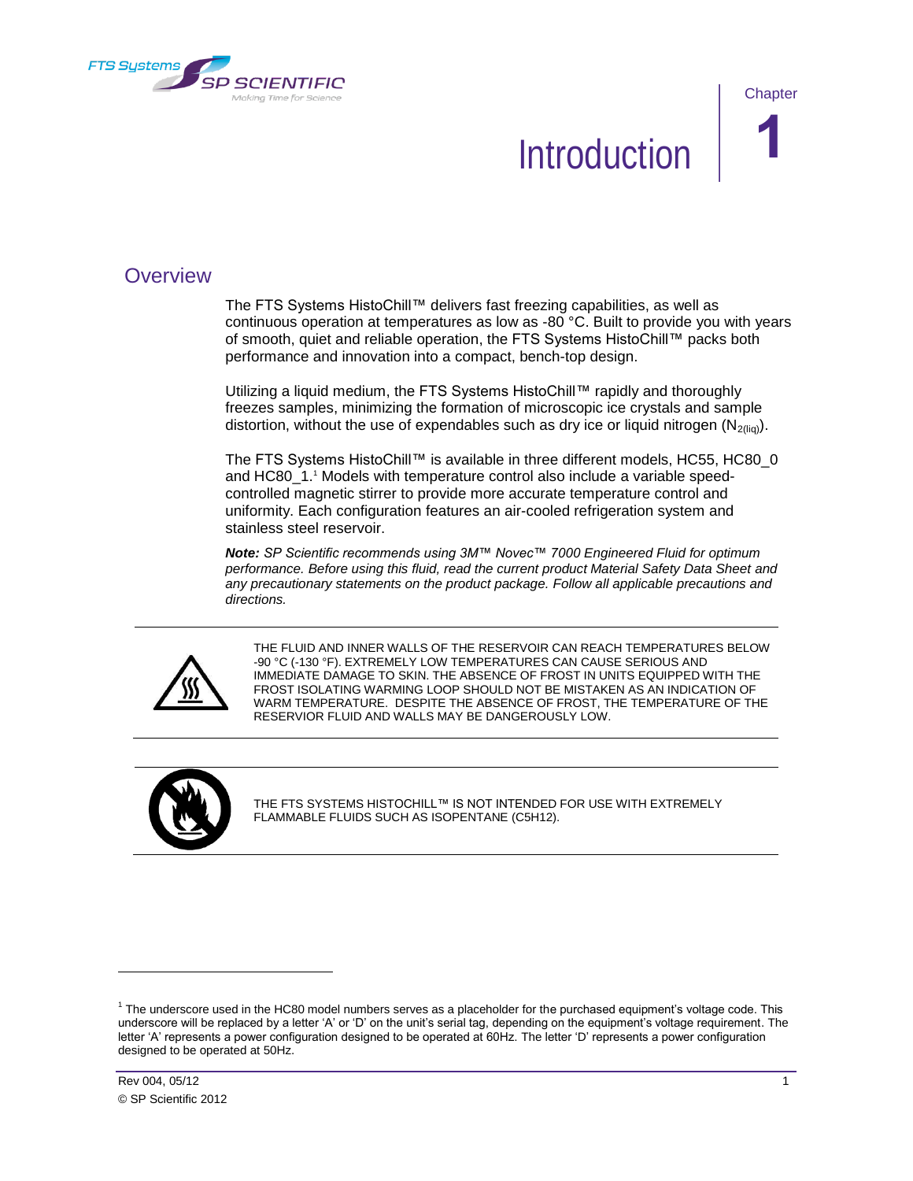# Introduction

Chapter 1

## Overview

The FTS Systems HistoChill™ delivers fast freezing capabilities, as well as continuous operation at temperatures as low as -80 °C. Built to provide you with years of smooth, quiet and reliable operation, the FTS Systems HistoChill™ packs both performance and innovation into a compact, bench-top design.

Utilizing a liquid medium, the FTS Systems HistoChill™ rapidly and thoroughly freezes samples, minimizing the formation of microscopic ice crystals and sample distortion, without the use of expendables such as dry ice or liquid nitrogen ($N_{2(liq)}$).

The FTS Systems HistoChill™ is available in three different models, HC55, HC80_0 and HC80_1.[1] Models with temperature control also include a variable speed-controlled magnetic stirrer to provide more accurate temperature control and uniformity. Each configuration features an air-cooled refrigeration system and stainless steel reservoir.

***Note:** SP Scientific recommends using 3M™ Novec™ 7000 Engineered Fluid for optimum performance. Before using this fluid, read the current product Material Safety Data Sheet and any precautionary statements on the product package. Follow all applicable precautions and directions.*

---

THE FLUID AND INNER WALLS OF THE RESERVOIR CAN REACH TEMPERATURES BELOW -90 °C (-130 °F). EXTREMELY LOW TEMPERATURES CAN CAUSE SERIOUS AND IMMEDIATE DAMAGE TO SKIN. THE ABSENCE OF FROST IN UNITS EQUIPPED WITH THE FROST ISOLATING WARMING LOOP SHOULD NOT BE MISTAKEN AS AN INDICATION OF WARM TEMPERATURE. DESPITE THE ABSENCE OF FROST, THE TEMPERATURE OF THE RESERVIOR FLUID AND WALLS MAY BE DANGEROUSLY LOW.

---

THE FTS SYSTEMS HISTOCHILL™ IS NOT INTENDED FOR USE WITH EXTREMELY FLAMMABLE FLUIDS SUCH AS ISOPENTANE (C5H12).

---

[1] The underscore used in the HC80 model numbers serves as a placeholder for the purchased equipment's voltage code. This underscore will be replaced by a letter 'A' or 'D' on the unit's serial tag, depending on the equipment's voltage requirement. The letter 'A' represents a power configuration designed to be operated at 60Hz. The letter 'D' represents a power configuration designed to be operated at 50Hz.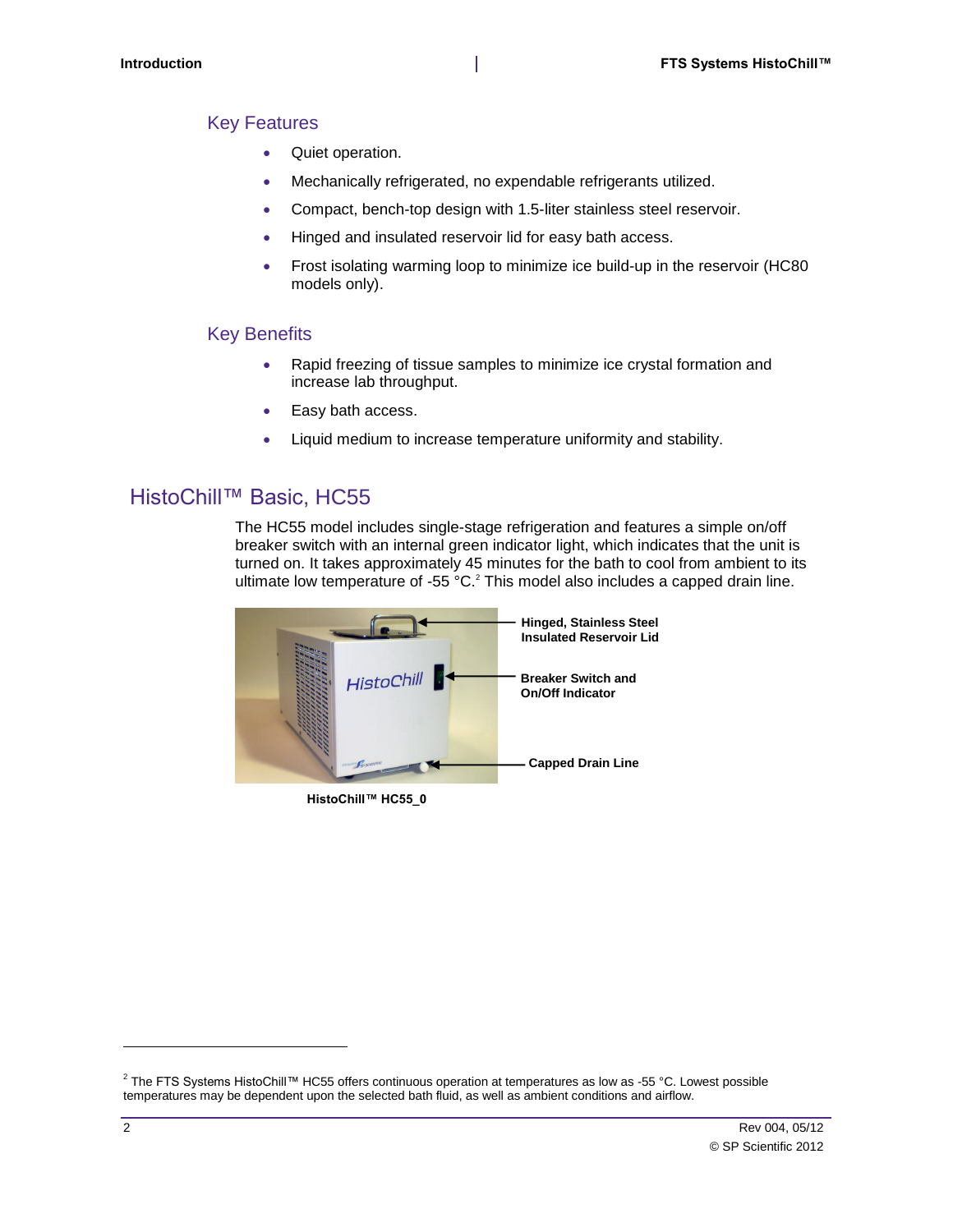### Key Features

- Quiet operation.
- Mechanically refrigerated, no expendable refrigerants utilized.
- Compact, bench-top design with 1.5-liter stainless steel reservoir.
- Hinged and insulated reservoir lid for easy bath access.
- Frost isolating warming loop to minimize ice build-up in the reservoir (HC80 models only).

### Key Benefits

- Rapid freezing of tissue samples to minimize ice crystal formation and increase lab throughput.
- Easy bath access.
- Liquid medium to increase temperature uniformity and stability.

## HistoChill™ Basic, HC55

The HC55 model includes single-stage refrigeration and features a simple on/off breaker switch with an internal green indicator light, which indicates that the unit is turned on. It takes approximately 45 minutes for the bath to cool from ambient to its ultimate low temperature of -55 °C.[2] This model also includes a capped drain line.

**Hinged, Stainless Steel Insulated Reservoir Lid**

**Breaker Switch and On/Off Indicator**

**Capped Drain Line**

**HistoChill™ HC55_0**

[2] The FTS Systems HistoChill™ HC55 offers continuous operation at temperatures as low as -55 °C. Lowest possible temperatures may be dependent upon the selected bath fluid, as well as ambient conditions and airflow.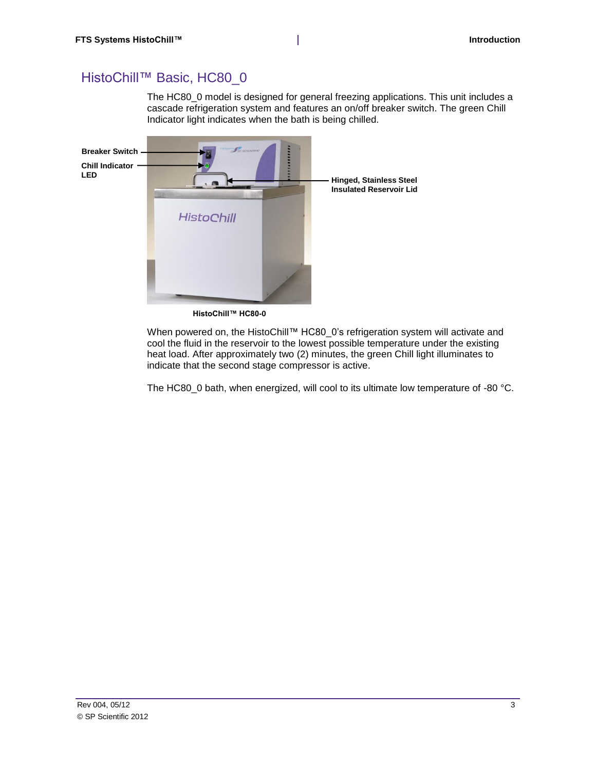## HistoChill™ Basic, HC80_0

The HC80_0 model is designed for general freezing applications. This unit includes a cascade refrigeration system and features an on/off breaker switch. The green Chill Indicator light indicates when the bath is being chilled.

**Breaker Switch**

**Chill Indicator LED**

**Hinged, Stainless Steel Insulated Reservoir Lid**

**HistoChill™ HC80-0**

When powered on, the HistoChill™ HC80_0's refrigeration system will activate and cool the fluid in the reservoir to the lowest possible temperature under the existing heat load. After approximately two (2) minutes, the green Chill light illuminates to indicate that the second stage compressor is active.

The HC80_0 bath, when energized, will cool to its ultimate low temperature of -80 °C.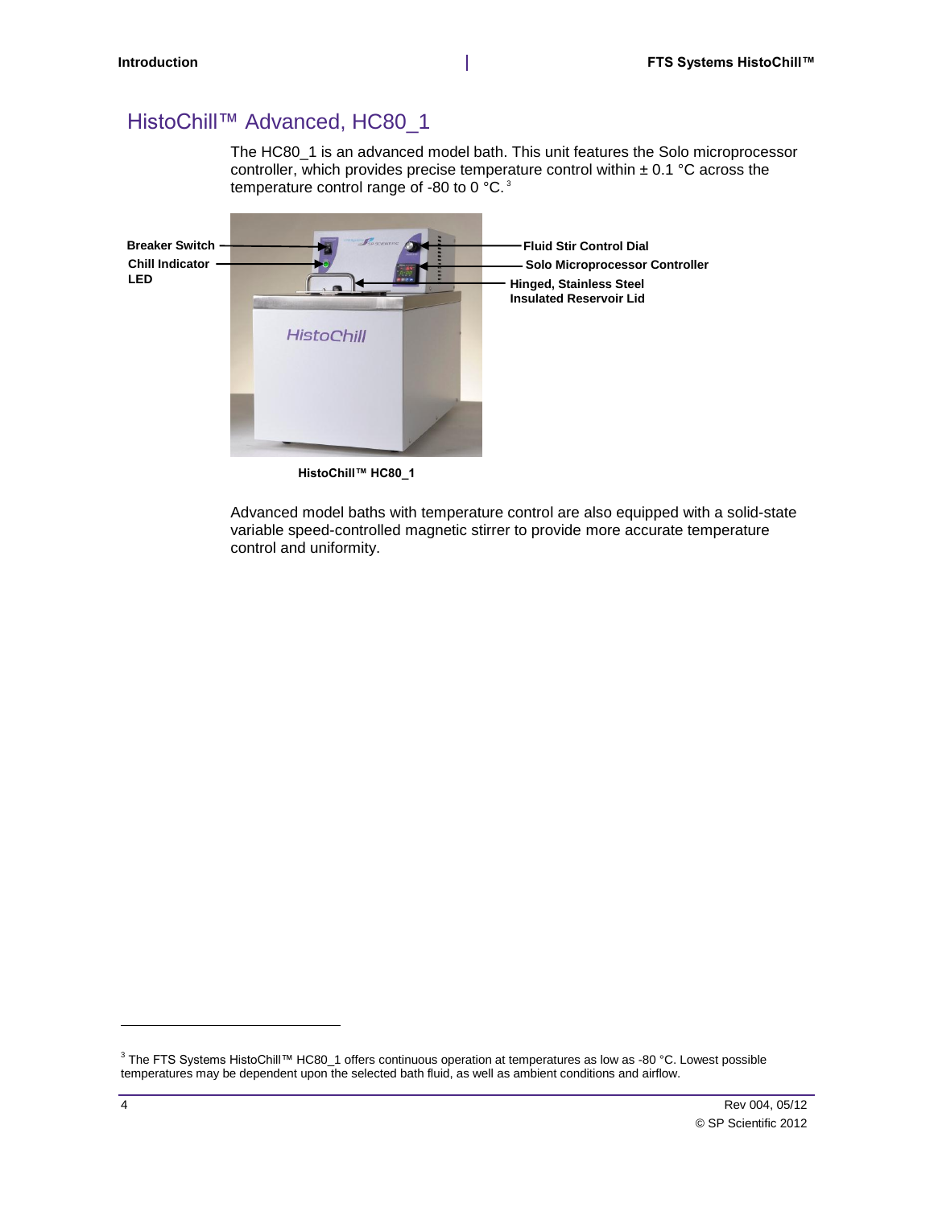## HistoChill™ Advanced, HC80_1

The HC80_1 is an advanced model bath. This unit features the Solo microprocessor controller, which provides precise temperature control within ± 0.1 °C across the temperature control range of -80 to 0 °C.[3]

Breaker Switch

Chill Indicator LED

Fluid Stir Control Dial

Solo Microprocessor Controller

Hinged, Stainless Steel Insulated Reservoir Lid

**HistoChill™ HC80_1**

Advanced model baths with temperature control are also equipped with a solid-state variable speed-controlled magnetic stirrer to provide more accurate temperature control and uniformity.

---

[3] The FTS Systems HistoChill™ HC80_1 offers continuous operation at temperatures as low as -80 °C. Lowest possible temperatures may be dependent upon the selected bath fluid, as well as ambient conditions and airflow.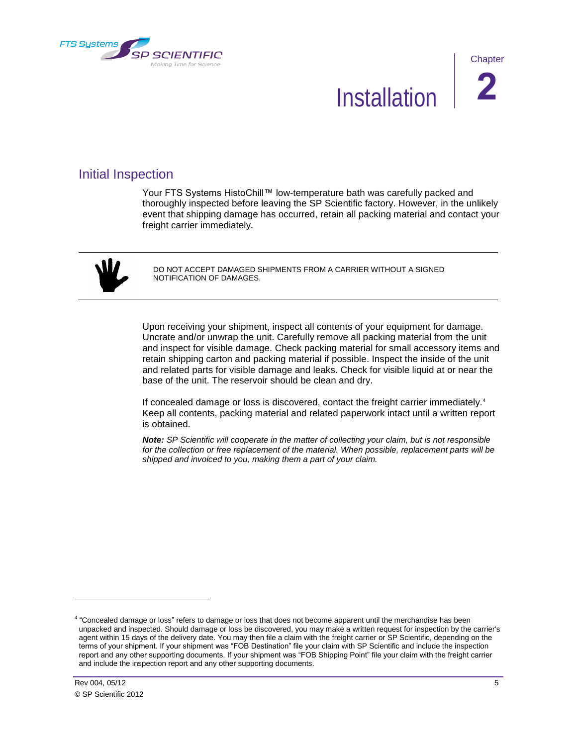# Chapter 2 Installation

## Initial Inspection

Your FTS Systems HistoChill™ low-temperature bath was carefully packed and thoroughly inspected before leaving the SP Scientific factory. However, in the unlikely event that shipping damage has occurred, retain all packing material and contact your freight carrier immediately.

---

DO NOT ACCEPT DAMAGED SHIPMENTS FROM A CARRIER WITHOUT A SIGNED NOTIFICATION OF DAMAGES.

---

Upon receiving your shipment, inspect all contents of your equipment for damage. Uncrate and/or unwrap the unit. Carefully remove all packing material from the unit and inspect for visible damage. Check packing material for small accessory items and retain shipping carton and packing material if possible. Inspect the inside of the unit and related parts for visible damage and leaks. Check for visible liquid at or near the base of the unit. The reservoir should be clean and dry.

If concealed damage or loss is discovered, contact the freight carrier immediately.[4] Keep all contents, packing material and related paperwork intact until a written report is obtained.

***Note:*** *SP Scientific will cooperate in the matter of collecting your claim, but is not responsible for the collection or free replacement of the material. When possible, replacement parts will be shipped and invoiced to you, making them a part of your claim.*

---

[4] "Concealed damage or loss" refers to damage or loss that does not become apparent until the merchandise has been unpacked and inspected. Should damage or loss be discovered, you may make a written request for inspection by the carrier's agent within 15 days of the delivery date. You may then file a claim with the freight carrier or SP Scientific, depending on the terms of your shipment. If your shipment was "FOB Destination" file your claim with SP Scientific and include the inspection report and any other supporting documents. If your shipment was "FOB Shipping Point" file your claim with the freight carrier and include the inspection report and any other supporting documents.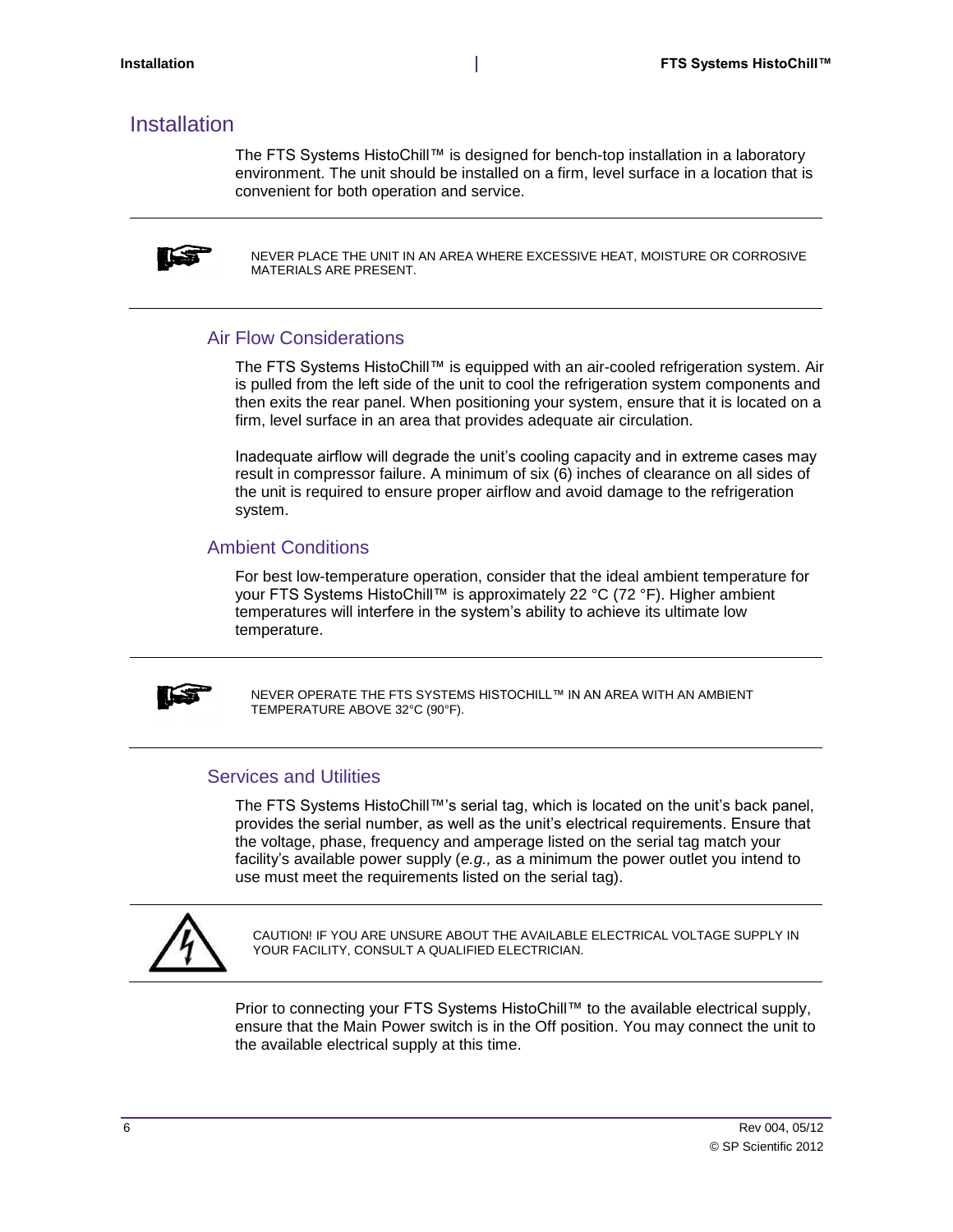# Installation

The FTS Systems HistoChill™ is designed for bench-top installation in a laboratory environment. The unit should be installed on a firm, level surface in a location that is convenient for both operation and service.

---

NEVER PLACE THE UNIT IN AN AREA WHERE EXCESSIVE HEAT, MOISTURE OR CORROSIVE MATERIALS ARE PRESENT.

---

## Air Flow Considerations

The FTS Systems HistoChill™ is equipped with an air-cooled refrigeration system. Air is pulled from the left side of the unit to cool the refrigeration system components and then exits the rear panel. When positioning your system, ensure that it is located on a firm, level surface in an area that provides adequate air circulation.

Inadequate airflow will degrade the unit's cooling capacity and in extreme cases may result in compressor failure. A minimum of six (6) inches of clearance on all sides of the unit is required to ensure proper airflow and avoid damage to the refrigeration system.

## Ambient Conditions

For best low-temperature operation, consider that the ideal ambient temperature for your FTS Systems HistoChill™ is approximately 22 °C (72 °F). Higher ambient temperatures will interfere in the system's ability to achieve its ultimate low temperature.

---

NEVER OPERATE THE FTS SYSTEMS HISTOCHILL™ IN AN AREA WITH AN AMBIENT TEMPERATURE ABOVE 32°C (90°F).

---

## Services and Utilities

The FTS Systems HistoChill™'s serial tag, which is located on the unit's back panel, provides the serial number, as well as the unit's electrical requirements. Ensure that the voltage, phase, frequency and amperage listed on the serial tag match your facility's available power supply (*e.g.,* as a minimum the power outlet you intend to use must meet the requirements listed on the serial tag).

---

CAUTION! IF YOU ARE UNSURE ABOUT THE AVAILABLE ELECTRICAL VOLTAGE SUPPLY IN YOUR FACILITY, CONSULT A QUALIFIED ELECTRICIAN.

---

Prior to connecting your FTS Systems HistoChill™ to the available electrical supply, ensure that the Main Power switch is in the Off position. You may connect the unit to the available electrical supply at this time.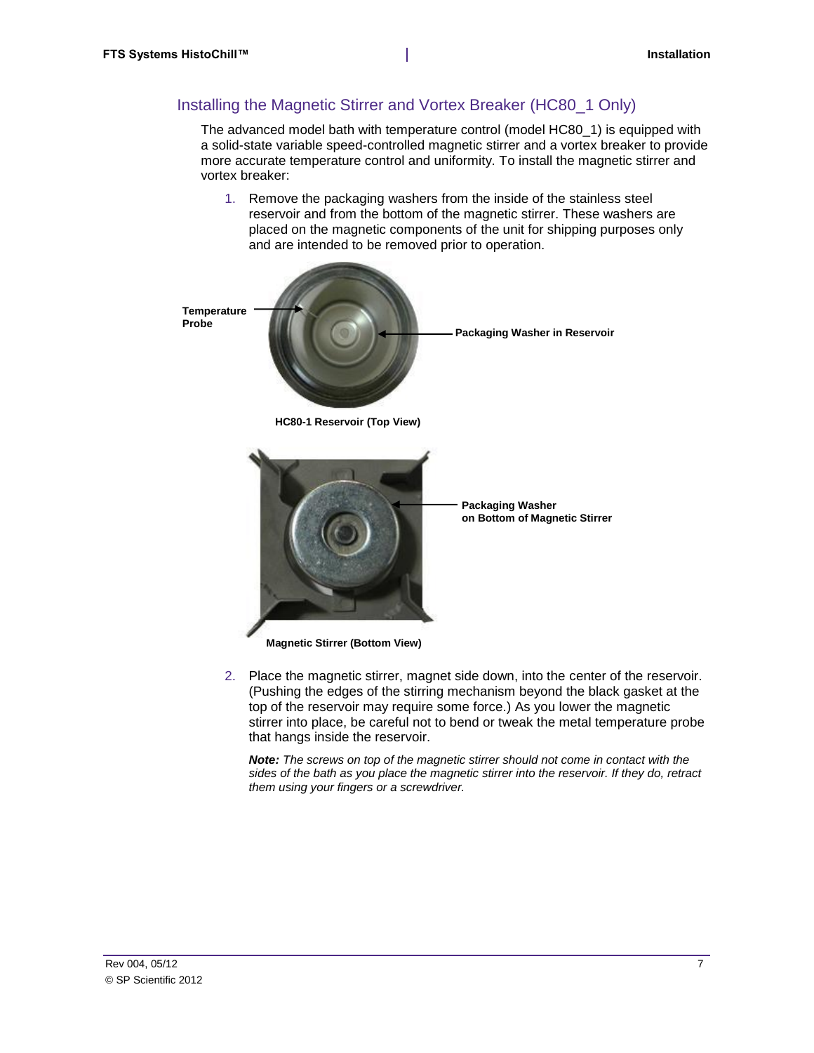## Installing the Magnetic Stirrer and Vortex Breaker (HC80_1 Only)

The advanced model bath with temperature control (model HC80_1) is equipped with a solid-state variable speed-controlled magnetic stirrer and a vortex breaker to provide more accurate temperature control and uniformity. To install the magnetic stirrer and vortex breaker:

1. Remove the packaging washers from the inside of the stainless steel reservoir and from the bottom of the magnetic stirrer. These washers are placed on the magnetic components of the unit for shipping purposes only and are intended to be removed prior to operation.

   Temperature Probe

   Packaging Washer in Reservoir

   **HC80-1 Reservoir (Top View)**

   Packaging Washer on Bottom of Magnetic Stirrer

   **Magnetic Stirrer (Bottom View)**

2. Place the magnetic stirrer, magnet side down, into the center of the reservoir. (Pushing the edges of the stirring mechanism beyond the black gasket at the top of the reservoir may require some force.) As you lower the magnetic stirrer into place, be careful not to bend or tweak the metal temperature probe that hangs inside the reservoir.

   ***Note:*** *The screws on top of the magnetic stirrer should not come in contact with the sides of the bath as you place the magnetic stirrer into the reservoir. If they do, retract them using your fingers or a screwdriver.*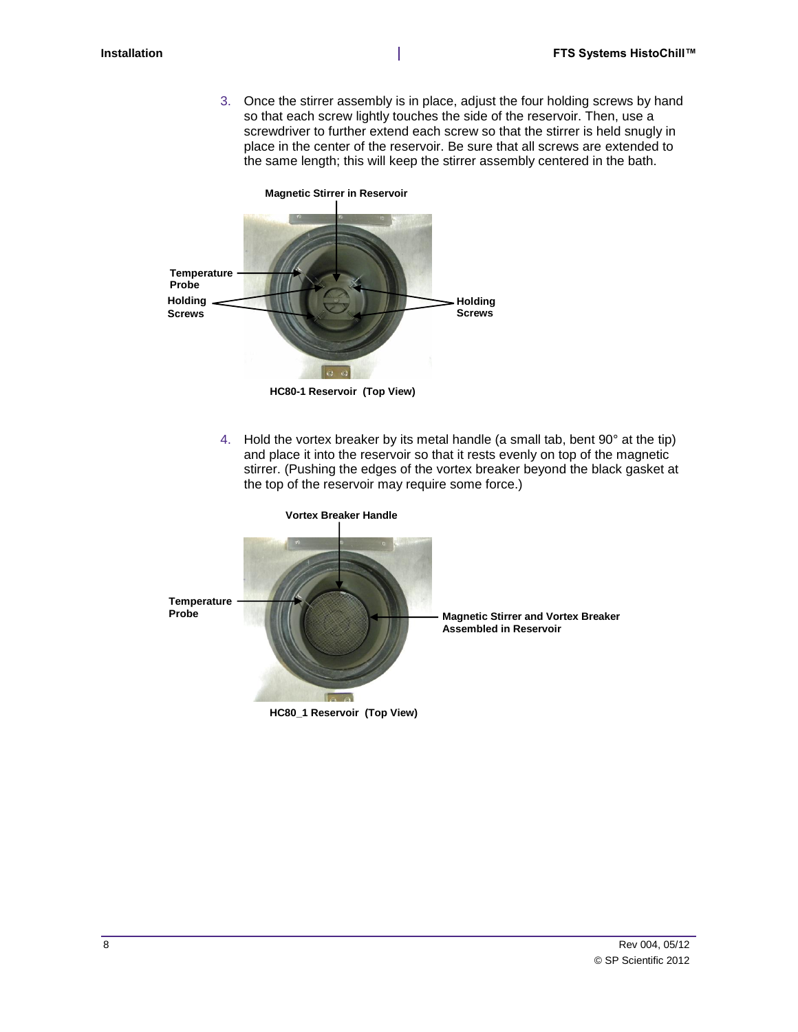3. Once the stirrer assembly is in place, adjust the four holding screws by hand so that each screw lightly touches the side of the reservoir. Then, use a screwdriver to further extend each screw so that the stirrer is held snugly in place in the center of the reservoir. Be sure that all screws are extended to the same length; this will keep the stirrer assembly centered in the bath.

Magnetic Stirrer in Reservoir

Temperature Probe

Holding Screws

Holding Screws

HC80-1 Reservoir (Top View)

4. Hold the vortex breaker by its metal handle (a small tab, bent 90° at the tip) and place it into the reservoir so that it rests evenly on top of the magnetic stirrer. (Pushing the edges of the vortex breaker beyond the black gasket at the top of the reservoir may require some force.)

Vortex Breaker Handle

Temperature Probe

Magnetic Stirrer and Vortex Breaker Assembled in Reservoir

HC80_1 Reservoir (Top View)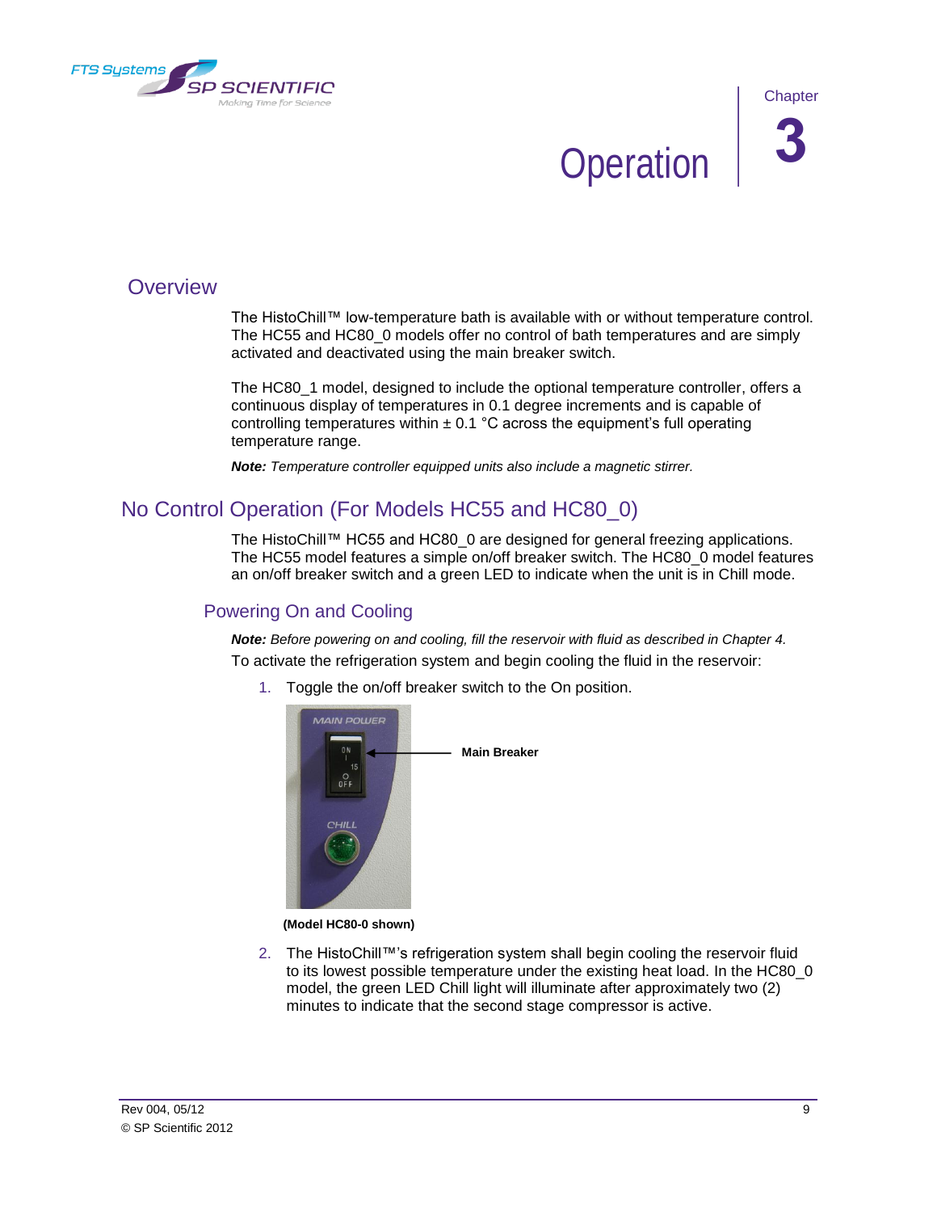# Chapter 3 Operation

## Overview

The HistoChill™ low-temperature bath is available with or without temperature control. The HC55 and HC80_0 models offer no control of bath temperatures and are simply activated and deactivated using the main breaker switch.

The HC80_1 model, designed to include the optional temperature controller, offers a continuous display of temperatures in 0.1 degree increments and is capable of controlling temperatures within ± 0.1 °C across the equipment's full operating temperature range.

***Note:*** *Temperature controller equipped units also include a magnetic stirrer.*

## No Control Operation (For Models HC55 and HC80_0)

The HistoChill™ HC55 and HC80_0 are designed for general freezing applications. The HC55 model features a simple on/off breaker switch. The HC80_0 model features an on/off breaker switch and a green LED to indicate when the unit is in Chill mode.

### Powering On and Cooling

***Note:*** *Before powering on and cooling, fill the reservoir with fluid as described in Chapter 4.*

To activate the refrigeration system and begin cooling the fluid in the reservoir:

1. Toggle the on/off breaker switch to the On position.

   **Main Breaker**

   **(Model HC80-0 shown)**

2. The HistoChill™'s refrigeration system shall begin cooling the reservoir fluid to its lowest possible temperature under the existing heat load. In the HC80_0 model, the green LED Chill light will illuminate after approximately two (2) minutes to indicate that the second stage compressor is active.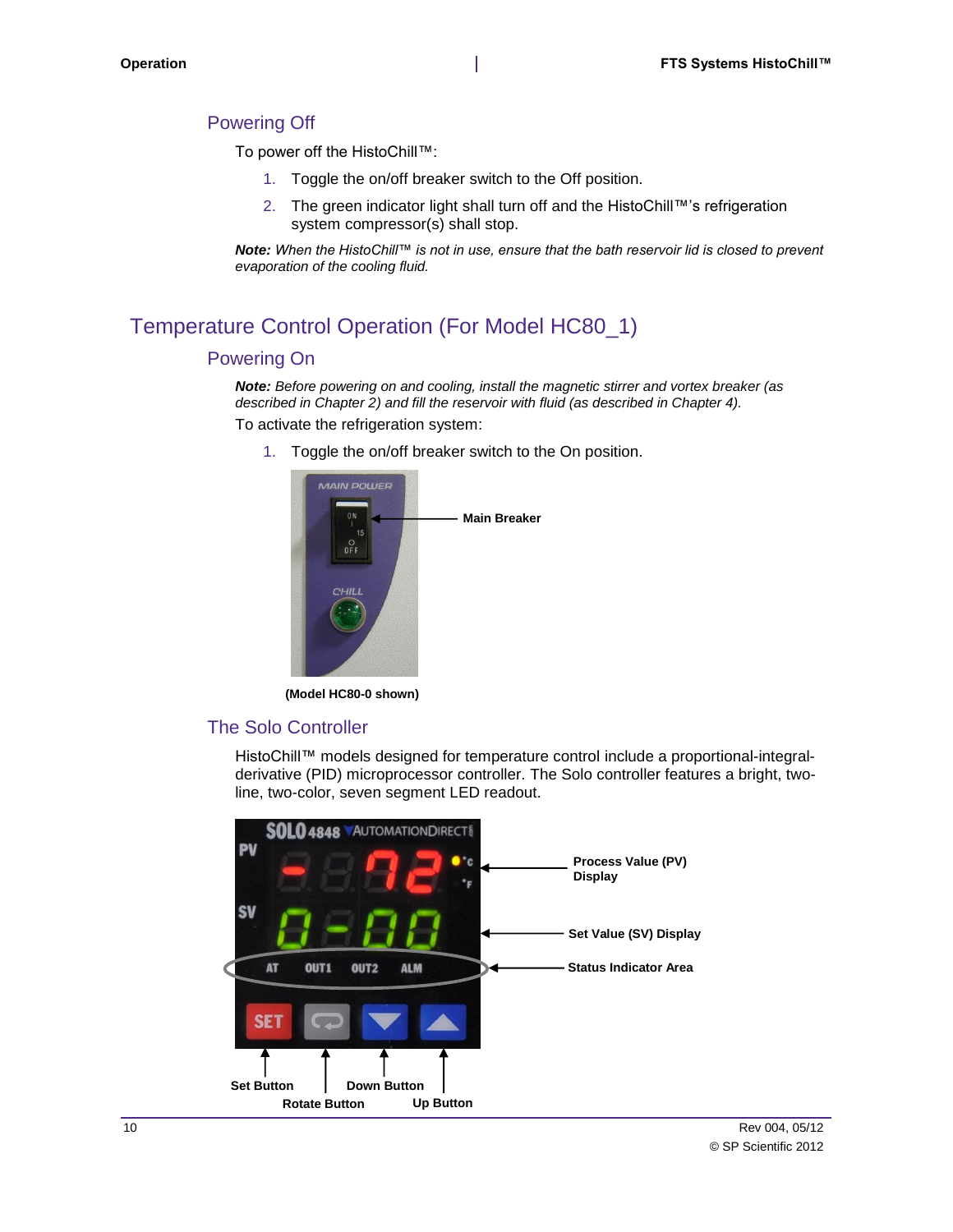## Powering Off

To power off the HistoChill™:

1. Toggle the on/off breaker switch to the Off position.
2. The green indicator light shall turn off and the HistoChill™'s refrigeration system compressor(s) shall stop.

***Note:*** *When the HistoChill™ is not in use, ensure that the bath reservoir lid is closed to prevent evaporation of the cooling fluid.*

# Temperature Control Operation (For Model HC80_1)

## Powering On

***Note:*** *Before powering on and cooling, install the magnetic stirrer and vortex breaker (as described in Chapter 2) and fill the reservoir with fluid (as described in Chapter 4).*

To activate the refrigeration system:

1. Toggle the on/off breaker switch to the On position.

Main Breaker

**(Model HC80-0 shown)**

## The Solo Controller

HistoChill™ models designed for temperature control include a proportional-integral-derivative (PID) microprocessor controller. The Solo controller features a bright, two-line, two-color, seven segment LED readout.

**Process Value (PV) Display**

**Set Value (SV) Display**

**Status Indicator Area**

**Set Button**

**Rotate Button**

**Down Button**

**Up Button**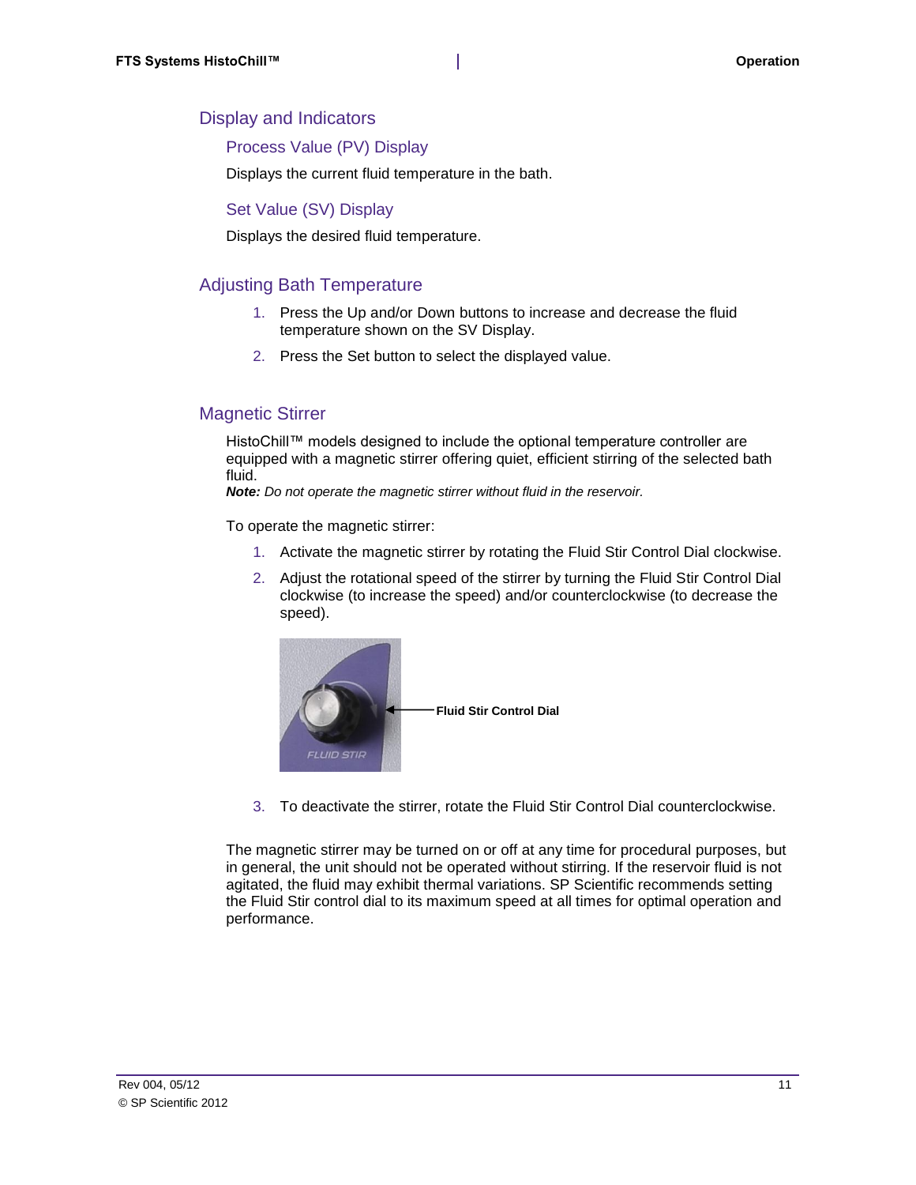## Display and Indicators

### Process Value (PV) Display

Displays the current fluid temperature in the bath.

### Set Value (SV) Display

Displays the desired fluid temperature.

## Adjusting Bath Temperature

1. Press the Up and/or Down buttons to increase and decrease the fluid temperature shown on the SV Display.
2. Press the Set button to select the displayed value.

## Magnetic Stirrer

HistoChill™ models designed to include the optional temperature controller are equipped with a magnetic stirrer offering quiet, efficient stirring of the selected bath fluid.
***Note:*** *Do not operate the magnetic stirrer without fluid in the reservoir.*

To operate the magnetic stirrer:

1. Activate the magnetic stirrer by rotating the Fluid Stir Control Dial clockwise.
2. Adjust the rotational speed of the stirrer by turning the Fluid Stir Control Dial clockwise (to increase the speed) and/or counterclockwise (to decrease the speed).

**Fluid Stir Control Dial**

3. To deactivate the stirrer, rotate the Fluid Stir Control Dial counterclockwise.

The magnetic stirrer may be turned on or off at any time for procedural purposes, but in general, the unit should not be operated without stirring. If the reservoir fluid is not agitated, the fluid may exhibit thermal variations. SP Scientific recommends setting the Fluid Stir control dial to its maximum speed at all times for optimal operation and performance.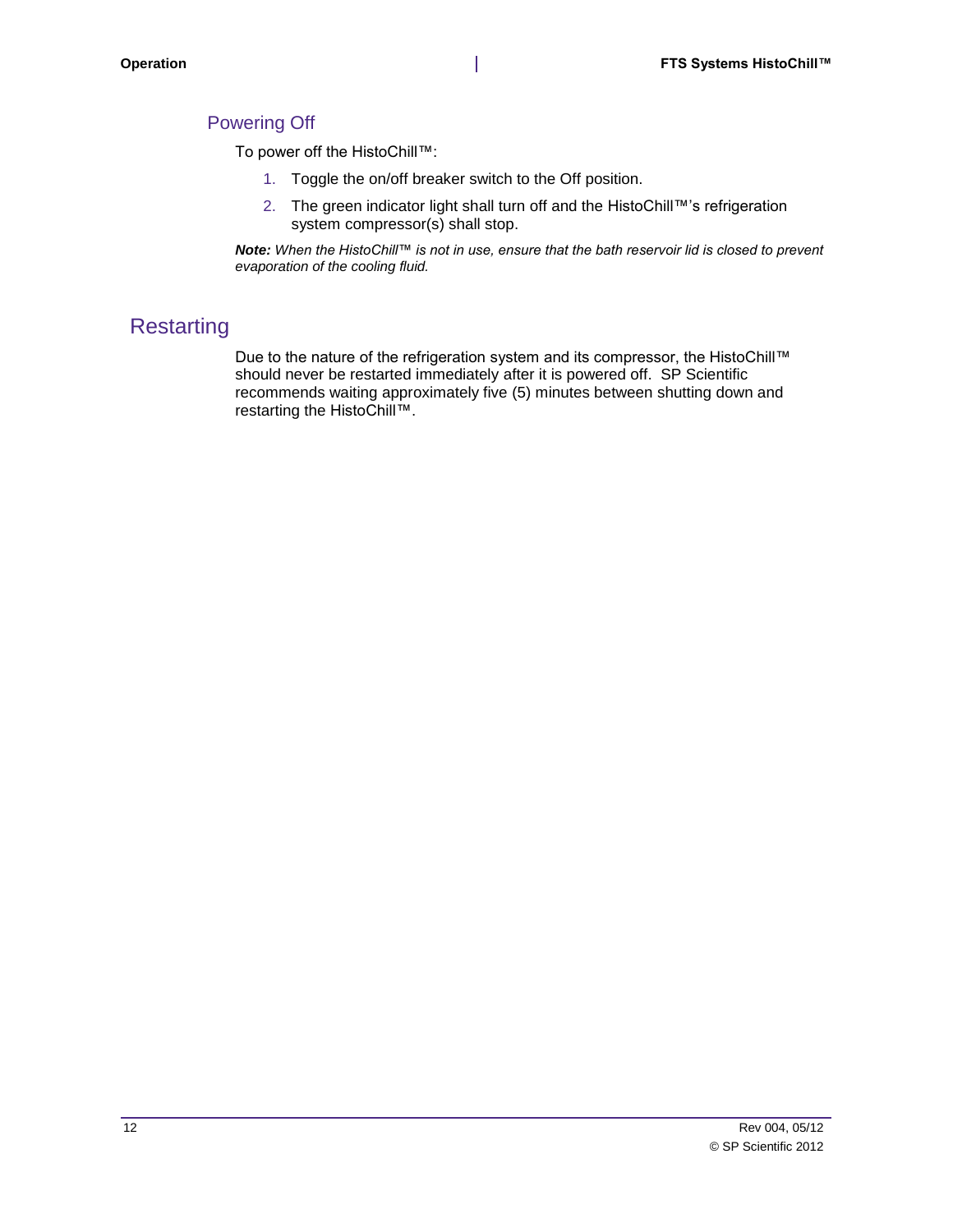### Powering Off

To power off the HistoChill™:

1. Toggle the on/off breaker switch to the Off position.
2. The green indicator light shall turn off and the HistoChill™'s refrigeration system compressor(s) shall stop.

***Note:*** *When the HistoChill™ is not in use, ensure that the bath reservoir lid is closed to prevent evaporation of the cooling fluid.*

## Restarting

Due to the nature of the refrigeration system and its compressor, the HistoChill™ should never be restarted immediately after it is powered off. SP Scientific recommends waiting approximately five (5) minutes between shutting down and restarting the HistoChill™.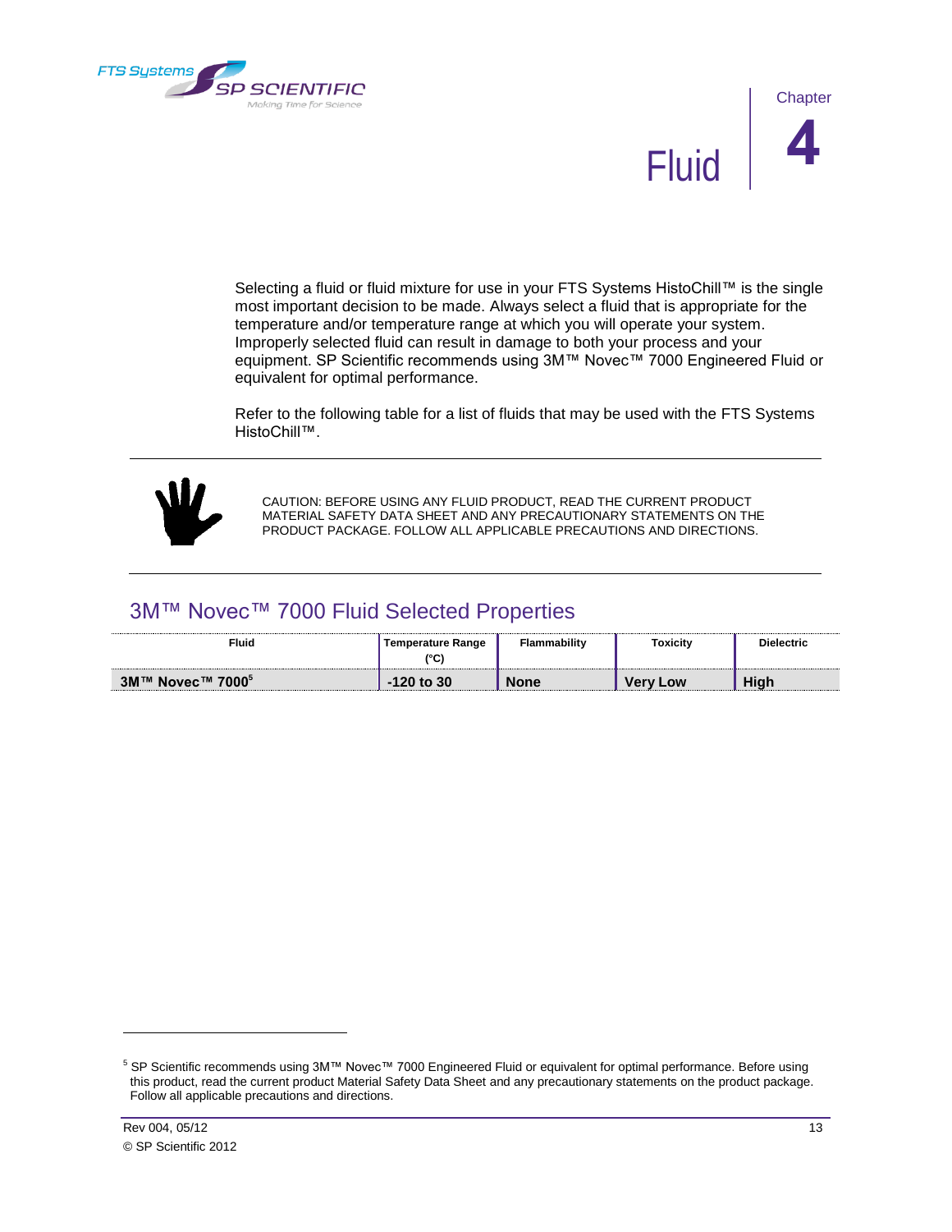# Chapter 4

# Fluid

Selecting a fluid or fluid mixture for use in your FTS Systems HistoChill™ is the single most important decision to be made. Always select a fluid that is appropriate for the temperature and/or temperature range at which you will operate your system. Improperly selected fluid can result in damage to both your process and your equipment. SP Scientific recommends using 3M™ Novec™ 7000 Engineered Fluid or equivalent for optimal performance.

Refer to the following table for a list of fluids that may be used with the FTS Systems HistoChill™.

---

CAUTION: BEFORE USING ANY FLUID PRODUCT, READ THE CURRENT PRODUCT MATERIAL SAFETY DATA SHEET AND ANY PRECAUTIONARY STATEMENTS ON THE PRODUCT PACKAGE. FOLLOW ALL APPLICABLE PRECAUTIONS AND DIRECTIONS.

---

## 3M™ Novec™ 7000 Fluid Selected Properties

| Fluid | Temperature Range (°C) | Flammability | Toxicity | Dielectric |
|---|---|---|---|---|
| **3M™ Novec™ 7000[5]** | **-120 to 30** | **None** | **Very Low** | **High** |

---

[5] SP Scientific recommends using 3M™ Novec™ 7000 Engineered Fluid or equivalent for optimal performance. Before using this product, read the current product Material Safety Data Sheet and any precautionary statements on the product package. Follow all applicable precautions and directions.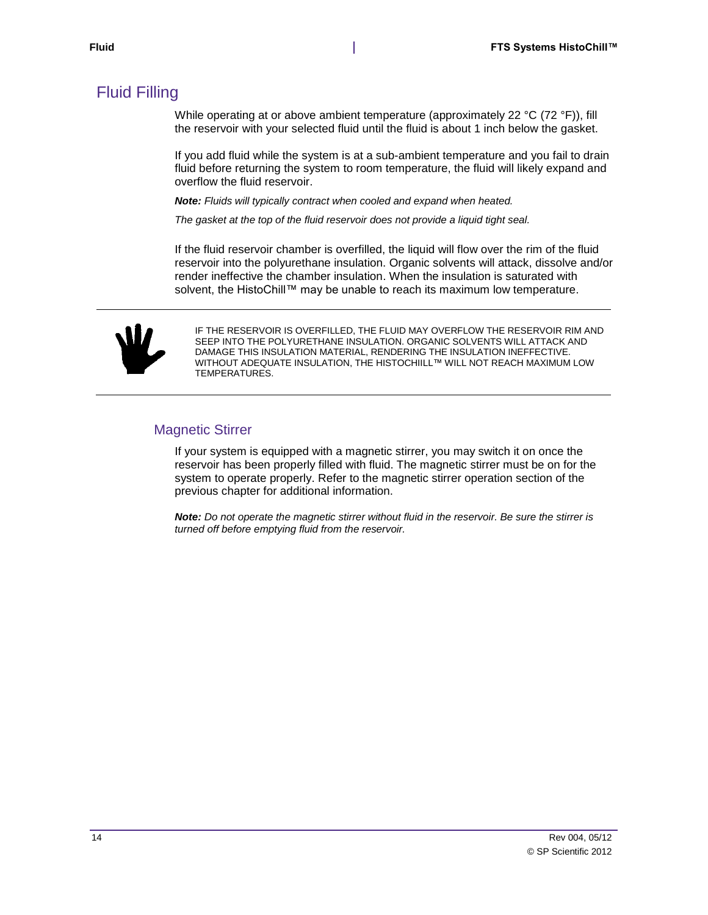## Fluid Filling

While operating at or above ambient temperature (approximately 22 °C (72 °F)), fill the reservoir with your selected fluid until the fluid is about 1 inch below the gasket.

If you add fluid while the system is at a sub-ambient temperature and you fail to drain fluid before returning the system to room temperature, the fluid will likely expand and overflow the fluid reservoir.

***Note:*** *Fluids will typically contract when cooled and expand when heated.*

*The gasket at the top of the fluid reservoir does not provide a liquid tight seal.*

If the fluid reservoir chamber is overfilled, the liquid will flow over the rim of the fluid reservoir into the polyurethane insulation. Organic solvents will attack, dissolve and/or render ineffective the chamber insulation. When the insulation is saturated with solvent, the HistoChill™ may be unable to reach its maximum low temperature.

---

IF THE RESERVOIR IS OVERFILLED, THE FLUID MAY OVERFLOW THE RESERVOIR RIM AND SEEP INTO THE POLYURETHANE INSULATION. ORGANIC SOLVENTS WILL ATTACK AND DAMAGE THIS INSULATION MATERIAL, RENDERING THE INSULATION INEFFECTIVE. WITHOUT ADEQUATE INSULATION, THE HISTOCHIILL™ WILL NOT REACH MAXIMUM LOW TEMPERATURES.

---

### Magnetic Stirrer

If your system is equipped with a magnetic stirrer, you may switch it on once the reservoir has been properly filled with fluid. The magnetic stirrer must be on for the system to operate properly. Refer to the magnetic stirrer operation section of the previous chapter for additional information.

***Note:*** *Do not operate the magnetic stirrer without fluid in the reservoir. Be sure the stirrer is turned off before emptying fluid from the reservoir.*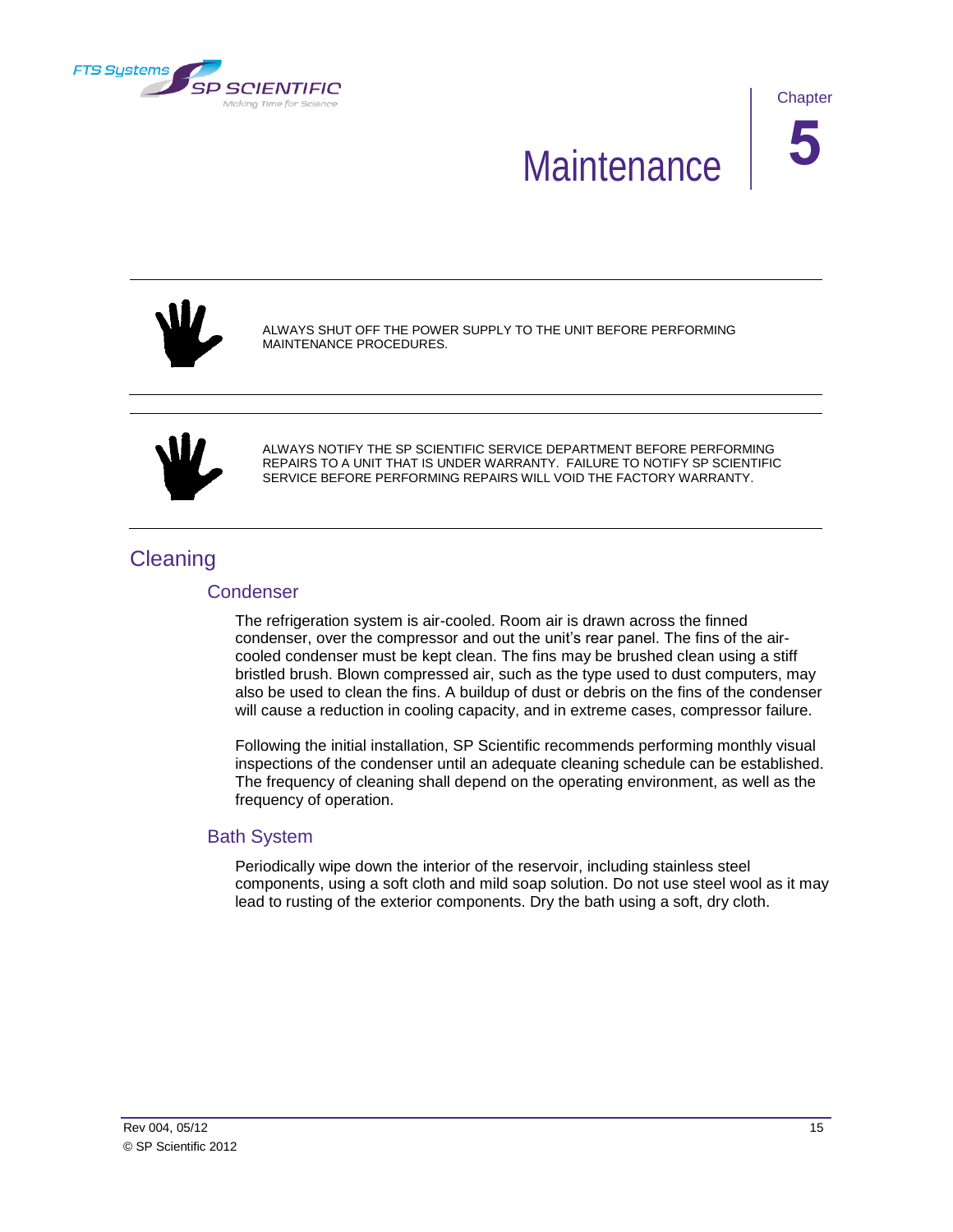# Chapter 5 Maintenance

ALWAYS SHUT OFF THE POWER SUPPLY TO THE UNIT BEFORE PERFORMING MAINTENANCE PROCEDURES.

ALWAYS NOTIFY THE SP SCIENTIFIC SERVICE DEPARTMENT BEFORE PERFORMING REPAIRS TO A UNIT THAT IS UNDER WARRANTY. FAILURE TO NOTIFY SP SCIENTIFIC SERVICE BEFORE PERFORMING REPAIRS WILL VOID THE FACTORY WARRANTY.

## Cleaning

### Condenser

The refrigeration system is air-cooled. Room air is drawn across the finned condenser, over the compressor and out the unit's rear panel. The fins of the air-cooled condenser must be kept clean. The fins may be brushed clean using a stiff bristled brush. Blown compressed air, such as the type used to dust computers, may also be used to clean the fins. A buildup of dust or debris on the fins of the condenser will cause a reduction in cooling capacity, and in extreme cases, compressor failure.

Following the initial installation, SP Scientific recommends performing monthly visual inspections of the condenser until an adequate cleaning schedule can be established. The frequency of cleaning shall depend on the operating environment, as well as the frequency of operation.

### Bath System

Periodically wipe down the interior of the reservoir, including stainless steel components, using a soft cloth and mild soap solution. Do not use steel wool as it may lead to rusting of the exterior components. Dry the bath using a soft, dry cloth.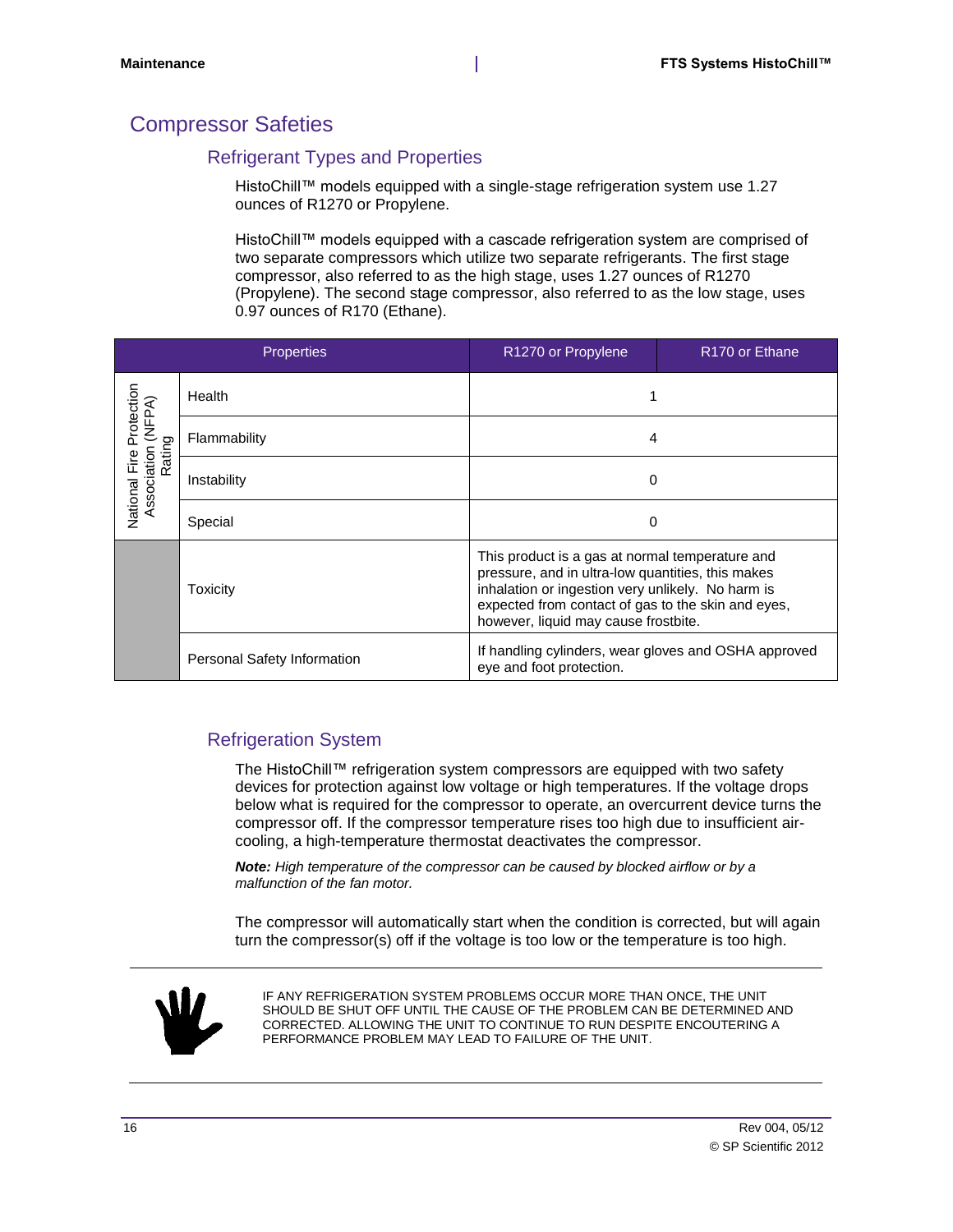## Compressor Safeties

### Refrigerant Types and Properties

HistoChill™ models equipped with a single-stage refrigeration system use 1.27 ounces of R1270 or Propylene.

HistoChill™ models equipped with a cascade refrigeration system are comprised of two separate compressors which utilize two separate refrigerants. The first stage compressor, also referred to as the high stage, uses 1.27 ounces of R1270 (Propylene). The second stage compressor, also referred to as the low stage, uses 0.97 ounces of R170 (Ethane).

| Properties | | R1270 or Propylene | R170 or Ethane |
|---|---|---|---|
| National Fire Protection Association (NFPA) Rating | Health | 1 | |
| | Flammability | 4 | |
| | Instability | 0 | |
| | Special | 0 | |
| | Toxicity | This product is a gas at normal temperature and pressure, and in ultra-low quantities, this makes inhalation or ingestion very unlikely. No harm is expected from contact of gas to the skin and eyes, however, liquid may cause frostbite. | |
| | Personal Safety Information | If handling cylinders, wear gloves and OSHA approved eye and foot protection. | |

### Refrigeration System

The HistoChill™ refrigeration system compressors are equipped with two safety devices for protection against low voltage or high temperatures. If the voltage drops below what is required for the compressor to operate, an overcurrent device turns the compressor off. If the compressor temperature rises too high due to insufficient air-cooling, a high-temperature thermostat deactivates the compressor.

***Note:*** *High temperature of the compressor can be caused by blocked airflow or by a malfunction of the fan motor.*

The compressor will automatically start when the condition is corrected, but will again turn the compressor(s) off if the voltage is too low or the temperature is too high.

IF ANY REFRIGERATION SYSTEM PROBLEMS OCCUR MORE THAN ONCE, THE UNIT SHOULD BE SHUT OFF UNTIL THE CAUSE OF THE PROBLEM CAN BE DETERMINED AND CORRECTED. ALLOWING THE UNIT TO CONTINUE TO RUN DESPITE ENCOUTERING A PERFORMANCE PROBLEM MAY LEAD TO FAILURE OF THE UNIT.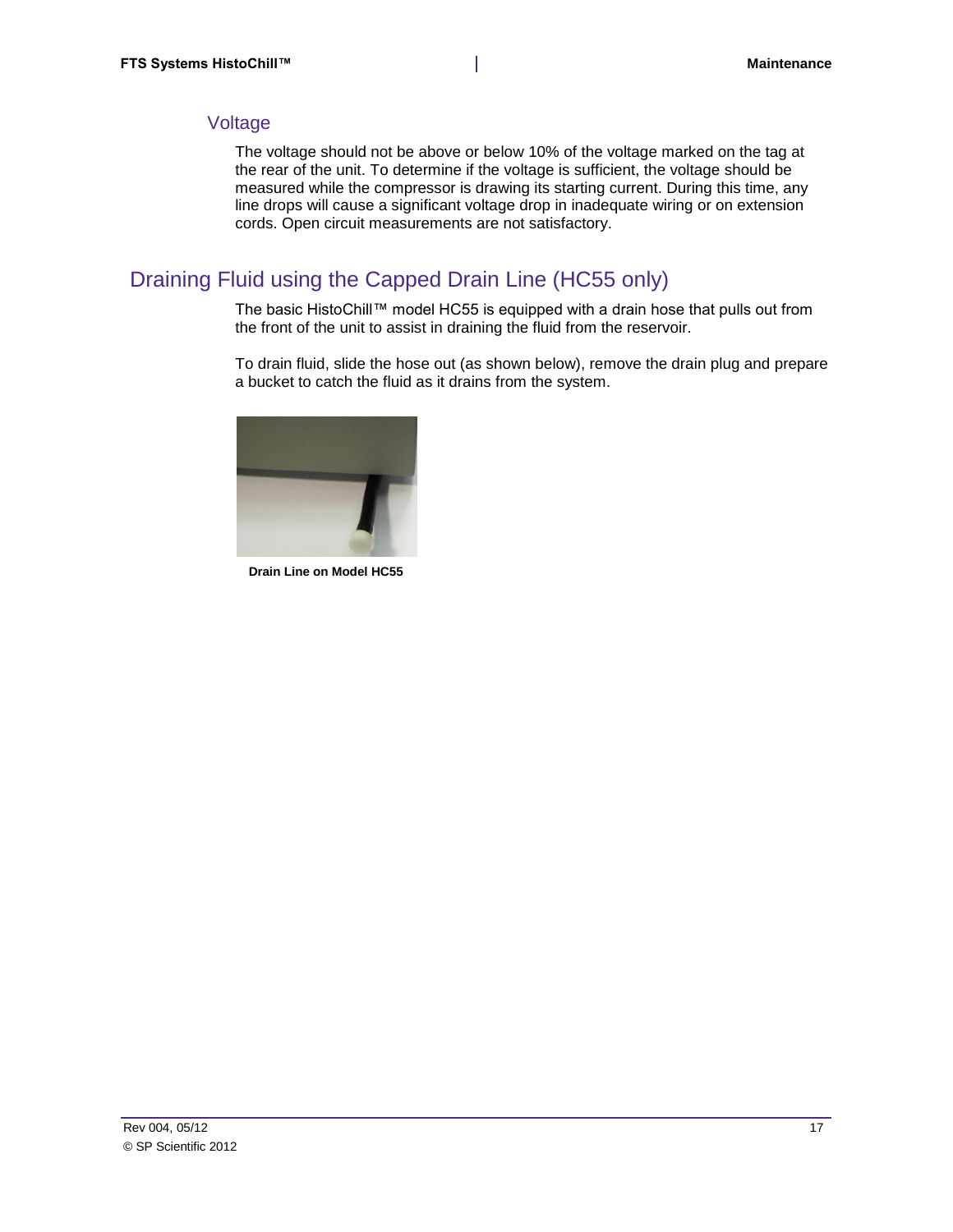### Voltage

The voltage should not be above or below 10% of the voltage marked on the tag at the rear of the unit. To determine if the voltage is sufficient, the voltage should be measured while the compressor is drawing its starting current. During this time, any line drops will cause a significant voltage drop in inadequate wiring or on extension cords. Open circuit measurements are not satisfactory.

## Draining Fluid using the Capped Drain Line (HC55 only)

The basic HistoChill™ model HC55 is equipped with a drain hose that pulls out from the front of the unit to assist in draining the fluid from the reservoir.

To drain fluid, slide the hose out (as shown below), remove the drain plug and prepare a bucket to catch the fluid as it drains from the system.

**Drain Line on Model HC55**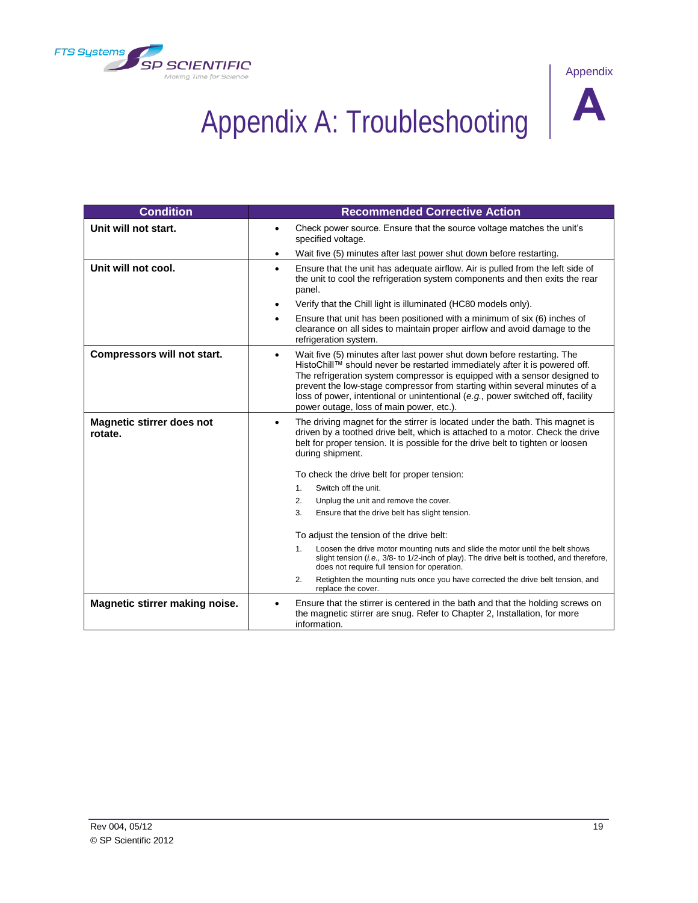# Appendix A: Troubleshooting

| Condition | Recommended Corrective Action |
|---|---|
| **Unit will not start.** | • Check power source. Ensure that the source voltage matches the unit's specified voltage.<br>• Wait five (5) minutes after last power shut down before restarting. |
| **Unit will not cool.** | • Ensure that the unit has adequate airflow. Air is pulled from the left side of the unit to cool the refrigeration system components and then exits the rear panel.<br>• Verify that the Chill light is illuminated (HC80 models only).<br>• Ensure that unit has been positioned with a minimum of six (6) inches of clearance on all sides to maintain proper airflow and avoid damage to the refrigeration system. |
| **Compressors will not start.** | • Wait five (5) minutes after last power shut down before restarting. The HistoChill™ should never be restarted immediately after it is powered off. The refrigeration system compressor is equipped with a sensor designed to prevent the low-stage compressor from starting within several minutes of a loss of power, intentional or unintentional (*e.g.,* power switched off, facility power outage, loss of main power, etc.). |
| **Magnetic stirrer does not rotate.** | • The driving magnet for the stirrer is located under the bath. This magnet is driven by a toothed drive belt, which is attached to a motor. Check the drive belt for proper tension. It is possible for the drive belt to tighten or loosen during shipment.<br><br>To check the drive belt for proper tension:<br>1. Switch off the unit.<br>2. Unplug the unit and remove the cover.<br>3. Ensure that the drive belt has slight tension.<br><br>To adjust the tension of the drive belt:<br>1. Loosen the drive motor mounting nuts and slide the motor until the belt shows slight tension (*i.e.,* 3/8- to 1/2-inch of play). The drive belt is toothed, and therefore, does not require full tension for operation.<br>2. Retighten the mounting nuts once you have corrected the drive belt tension, and replace the cover. |
| **Magnetic stirrer making noise.** | • Ensure that the stirrer is centered in the bath and that the holding screws on the magnetic stirrer are snug. Refer to Chapter 2, Installation, for more information. |

Rev 004, 05/12

© SP Scientific 2012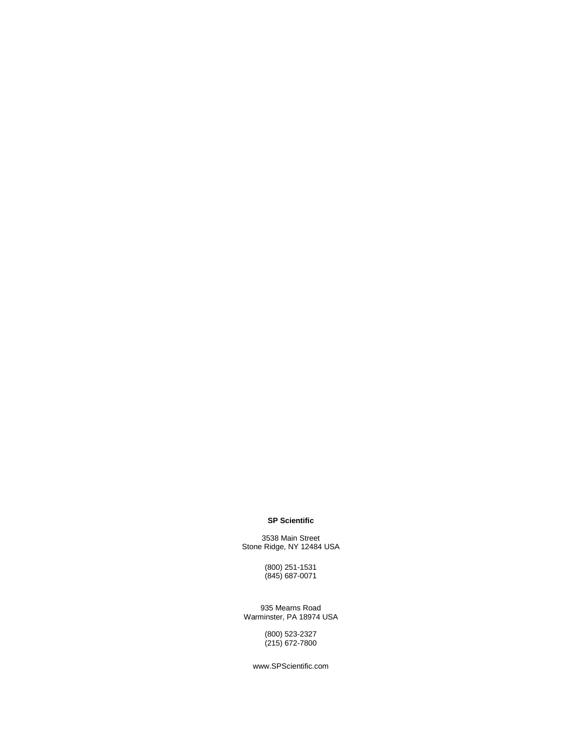**SP Scientific**

3538 Main Street
Stone Ridge, NY 12484 USA

(800) 251-1531
(845) 687-0071

935 Mearns Road
Warminster, PA 18974 USA

(800) 523-2327
(215) 672-7800

www.SPScientific.com